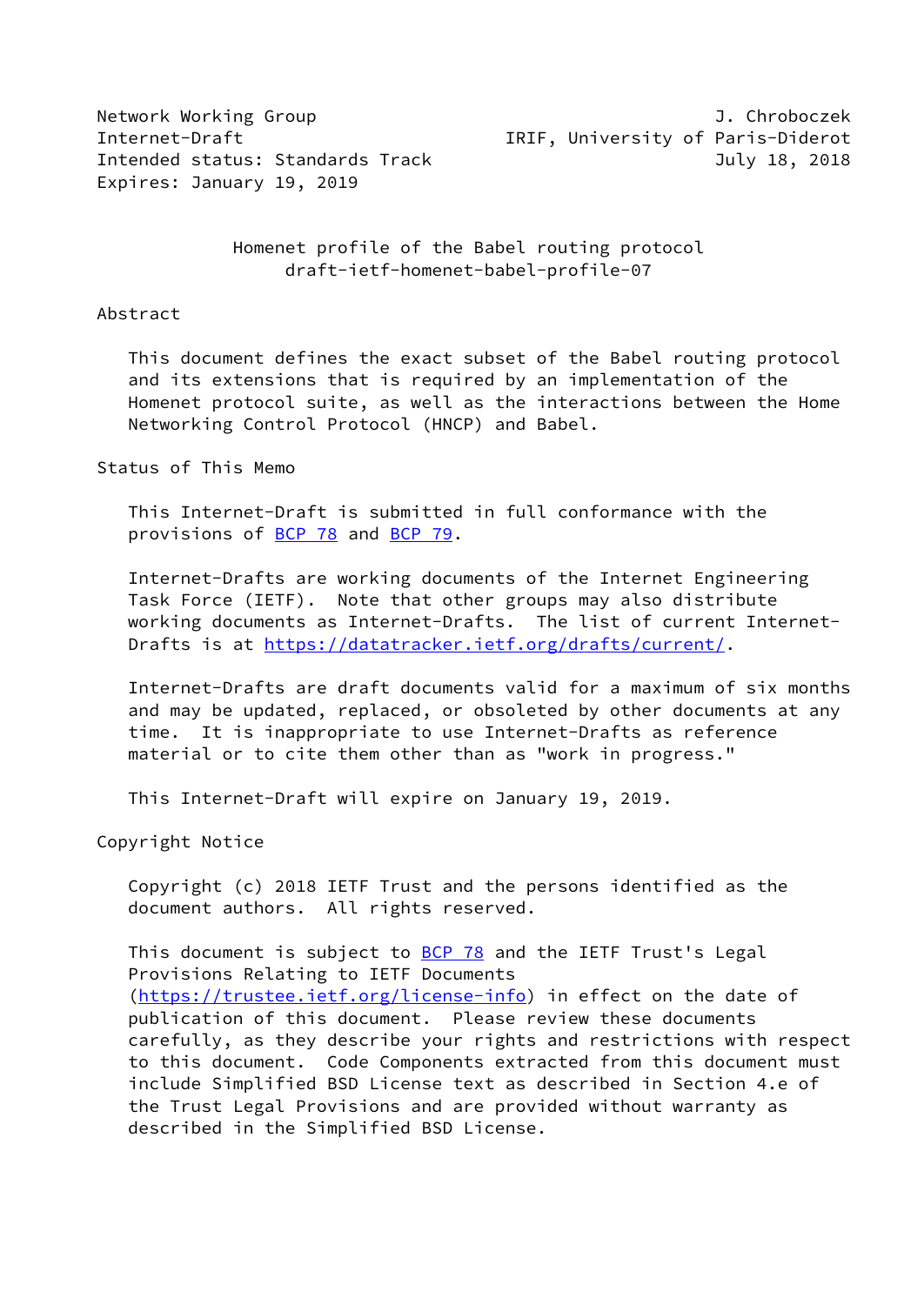Network Working Group J. Chroboczek
Internet-Draft IRIF, University of Paris-Diderot
Intended status: Standards Track July 18, 2018
Expires: January 19, 2019

# Homenet profile of the Babel routing protocol
draft-ietf-homenet-babel-profile-07

## Abstract

This document defines the exact subset of the Babel routing protocol and its extensions that is required by an implementation of the Homenet protocol suite, as well as the interactions between the Home Networking Control Protocol (HNCP) and Babel.

## Status of This Memo

This Internet-Draft is submitted in full conformance with the provisions of BCP 78 and BCP 79.

Internet-Drafts are working documents of the Internet Engineering Task Force (IETF). Note that other groups may also distribute working documents as Internet-Drafts. The list of current Internet-Drafts is at https://datatracker.ietf.org/drafts/current/.

Internet-Drafts are draft documents valid for a maximum of six months and may be updated, replaced, or obsoleted by other documents at any time. It is inappropriate to use Internet-Drafts as reference material or to cite them other than as "work in progress."

This Internet-Draft will expire on January 19, 2019.

## Copyright Notice

Copyright (c) 2018 IETF Trust and the persons identified as the document authors. All rights reserved.

This document is subject to BCP 78 and the IETF Trust's Legal Provisions Relating to IETF Documents (https://trustee.ietf.org/license-info) in effect on the date of publication of this document. Please review these documents carefully, as they describe your rights and restrictions with respect to this document. Code Components extracted from this document must include Simplified BSD License text as described in Section 4.e of the Trust Legal Provisions and are provided without warranty as described in the Simplified BSD License.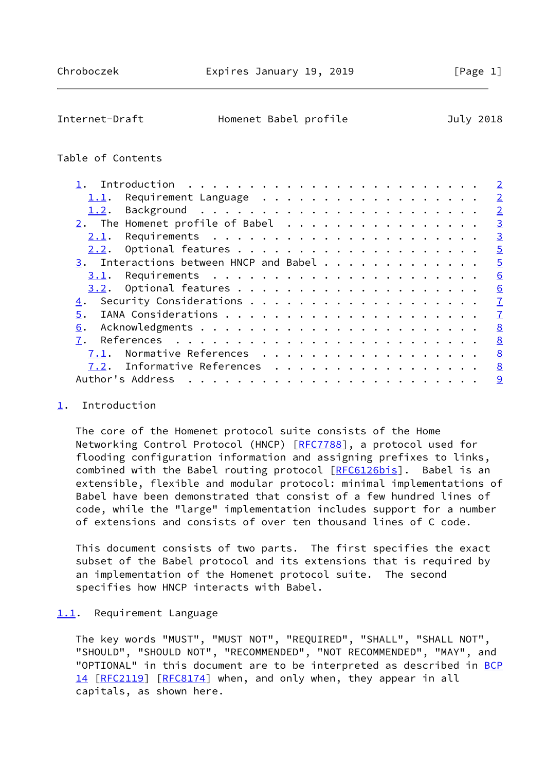Table of Contents

- 1. Introduction . . . . . . . . . . . . . . . . . . . . . . . . 2
  - 1.1. Requirement Language . . . . . . . . . . . . . . . . . . 2
  - 1.2. Background . . . . . . . . . . . . . . . . . . . . . . . 2
- 2. The Homenet profile of Babel . . . . . . . . . . . . . . . . 3
  - 2.1. Requirements . . . . . . . . . . . . . . . . . . . . . . 3
  - 2.2. Optional features . . . . . . . . . . . . . . . . . . . . 5
- 3. Interactions between HNCP and Babel . . . . . . . . . . . . . 5
  - 3.1. Requirements . . . . . . . . . . . . . . . . . . . . . . 6
  - 3.2. Optional features . . . . . . . . . . . . . . . . . . . . 6
- 4. Security Considerations . . . . . . . . . . . . . . . . . . . 7
- 5. IANA Considerations . . . . . . . . . . . . . . . . . . . . . 7
- 6. Acknowledgments . . . . . . . . . . . . . . . . . . . . . . . 8
- 7. References . . . . . . . . . . . . . . . . . . . . . . . . . 8
  - 7.1. Normative References . . . . . . . . . . . . . . . . . . 8
  - 7.2. Informative References . . . . . . . . . . . . . . . . . 8
- Author's Address . . . . . . . . . . . . . . . . . . . . . . . . 9

## 1. Introduction

The core of the Homenet protocol suite consists of the Home Networking Control Protocol (HNCP) [RFC7788], a protocol used for flooding configuration information and assigning prefixes to links, combined with the Babel routing protocol [RFC6126bis]. Babel is an extensible, flexible and modular protocol: minimal implementations of Babel have been demonstrated that consist of a few hundred lines of code, while the "large" implementation includes support for a number of extensions and consists of over ten thousand lines of C code.

This document consists of two parts. The first specifies the exact subset of the Babel protocol and its extensions that is required by an implementation of the Homenet protocol suite. The second specifies how HNCP interacts with Babel.

### 1.1. Requirement Language

The key words "MUST", "MUST NOT", "REQUIRED", "SHALL", "SHALL NOT", "SHOULD", "SHOULD NOT", "RECOMMENDED", "NOT RECOMMENDED", "MAY", and "OPTIONAL" in this document are to be interpreted as described in BCP 14 [RFC2119] [RFC8174] when, and only when, they appear in all capitals, as shown here.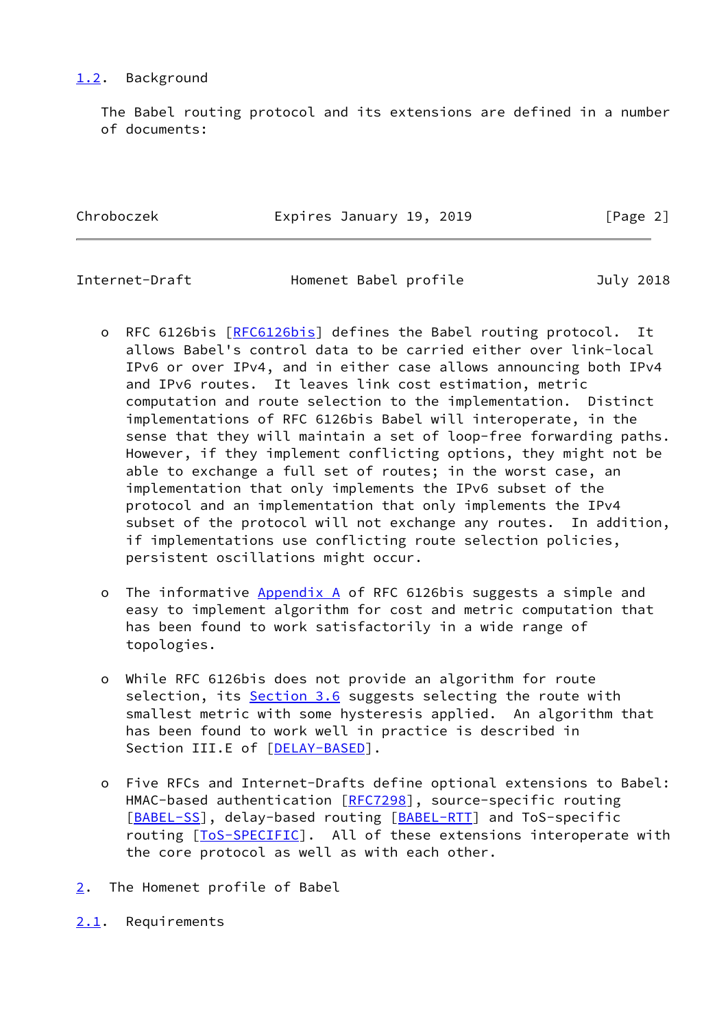## 1.2. Background

The Babel routing protocol and its extensions are defined in a number of documents:

- RFC 6126bis [RFC6126bis] defines the Babel routing protocol. It allows Babel's control data to be carried either over link-local IPv6 or over IPv4, and in either case allows announcing both IPv4 and IPv6 routes. It leaves link cost estimation, metric computation and route selection to the implementation. Distinct implementations of RFC 6126bis Babel will interoperate, in the sense that they will maintain a set of loop-free forwarding paths. However, if they implement conflicting options, they might not be able to exchange a full set of routes; in the worst case, an implementation that only implements the IPv6 subset of the protocol and an implementation that only implements the IPv4 subset of the protocol will not exchange any routes. In addition, if implementations use conflicting route selection policies, persistent oscillations might occur.

- The informative Appendix A of RFC 6126bis suggests a simple and easy to implement algorithm for cost and metric computation that has been found to work satisfactorily in a wide range of topologies.

- While RFC 6126bis does not provide an algorithm for route selection, its Section 3.6 suggests selecting the route with smallest metric with some hysteresis applied. An algorithm that has been found to work well in practice is described in Section III.E of [DELAY-BASED].

- Five RFCs and Internet-Drafts define optional extensions to Babel: HMAC-based authentication [RFC7298], source-specific routing [BABEL-SS], delay-based routing [BABEL-RTT] and ToS-specific routing [ToS-SPECIFIC]. All of these extensions interoperate with the core protocol as well as with each other.

# 2. The Homenet profile of Babel

## 2.1. Requirements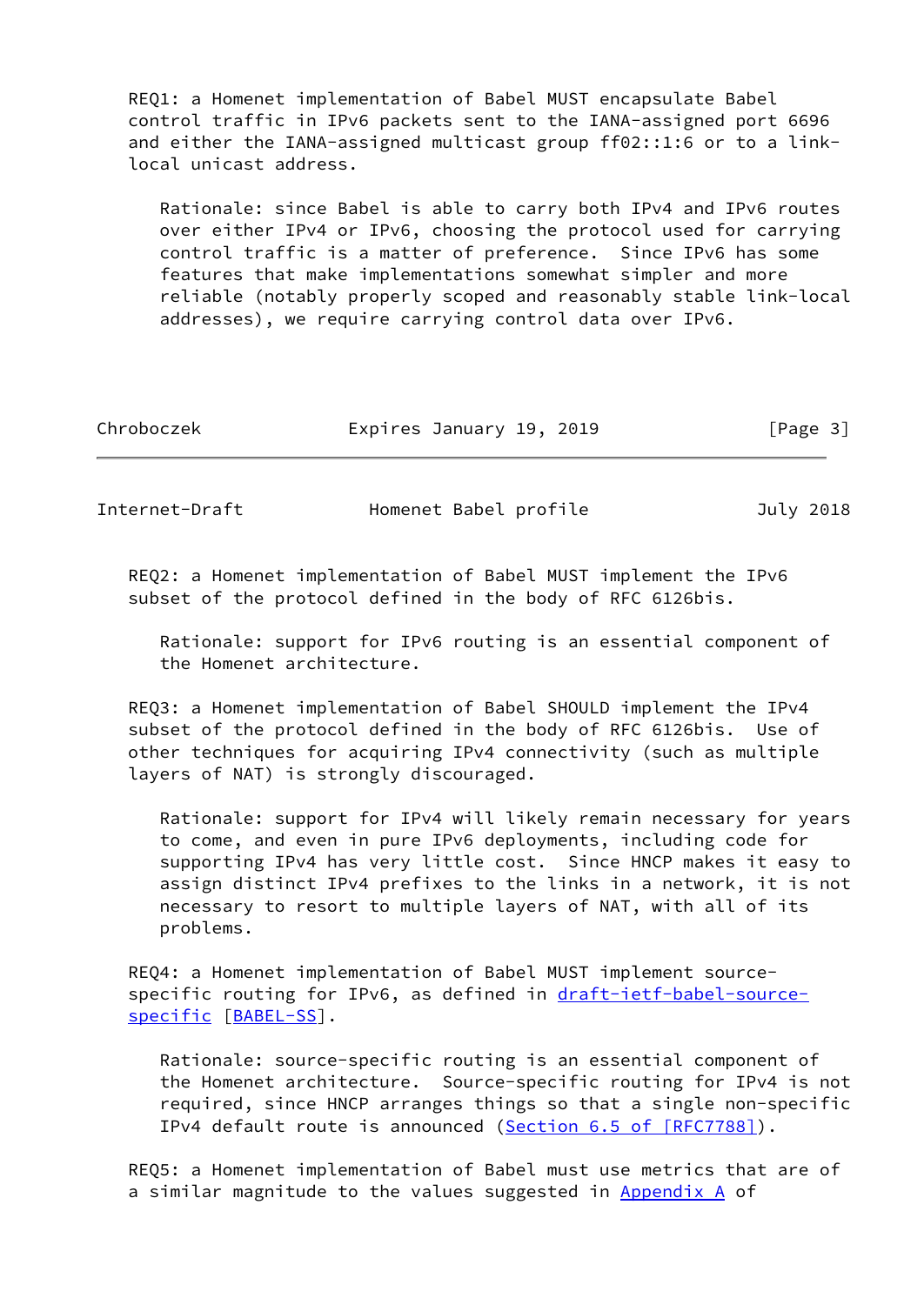REQ1: a Homenet implementation of Babel MUST encapsulate Babel control traffic in IPv6 packets sent to the IANA-assigned port 6696 and either the IANA-assigned multicast group ff02::1:6 or to a link-local unicast address.

> Rationale: since Babel is able to carry both IPv4 and IPv6 routes over either IPv4 or IPv6, choosing the protocol used for carrying control traffic is a matter of preference. Since IPv6 has some features that make implementations somewhat simpler and more reliable (notably properly scoped and reasonably stable link-local addresses), we require carrying control data over IPv6.

REQ2: a Homenet implementation of Babel MUST implement the IPv6 subset of the protocol defined in the body of RFC 6126bis.

> Rationale: support for IPv6 routing is an essential component of the Homenet architecture.

REQ3: a Homenet implementation of Babel SHOULD implement the IPv4 subset of the protocol defined in the body of RFC 6126bis. Use of other techniques for acquiring IPv4 connectivity (such as multiple layers of NAT) is strongly discouraged.

> Rationale: support for IPv4 will likely remain necessary for years to come, and even in pure IPv6 deployments, including code for supporting IPv4 has very little cost. Since HNCP makes it easy to assign distinct IPv4 prefixes to the links in a network, it is not necessary to resort to multiple layers of NAT, with all of its problems.

REQ4: a Homenet implementation of Babel MUST implement source-specific routing for IPv6, as defined in draft-ietf-babel-source-specific [BABEL-SS].

> Rationale: source-specific routing is an essential component of the Homenet architecture. Source-specific routing for IPv4 is not required, since HNCP arranges things so that a single non-specific IPv4 default route is announced (Section 6.5 of [RFC7788]).

REQ5: a Homenet implementation of Babel must use metrics that are of a similar magnitude to the values suggested in Appendix A of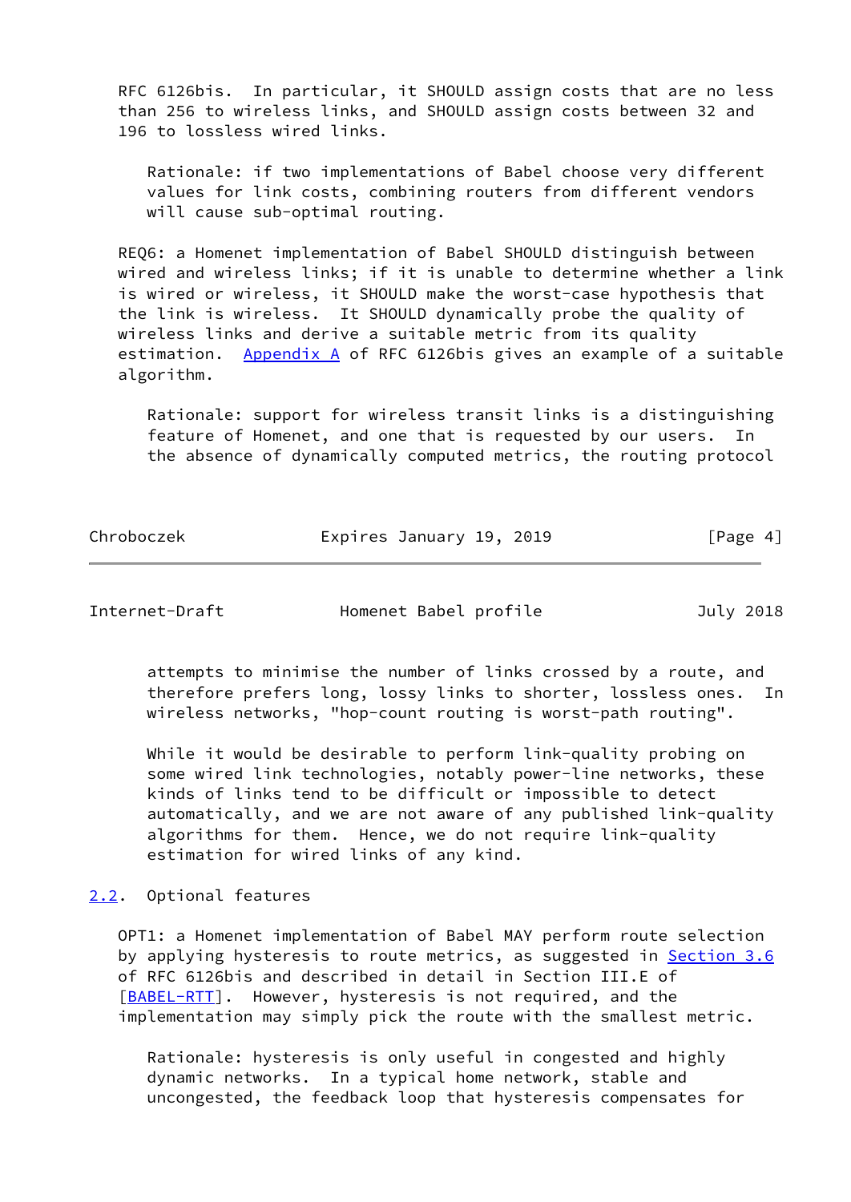RFC 6126bis. In particular, it SHOULD assign costs that are no less than 256 to wireless links, and SHOULD assign costs between 32 and 196 to lossless wired links.

> Rationale: if two implementations of Babel choose very different values for link costs, combining routers from different vendors will cause sub-optimal routing.

REQ6: a Homenet implementation of Babel SHOULD distinguish between wired and wireless links; if it is unable to determine whether a link is wired or wireless, it SHOULD make the worst-case hypothesis that the link is wireless. It SHOULD dynamically probe the quality of wireless links and derive a suitable metric from its quality estimation. Appendix A of RFC 6126bis gives an example of a suitable algorithm.

> Rationale: support for wireless transit links is a distinguishing feature of Homenet, and one that is requested by our users. In the absence of dynamically computed metrics, the routing protocol attempts to minimise the number of links crossed by a route, and therefore prefers long, lossy links to shorter, lossless ones. In wireless networks, "hop-count routing is worst-path routing".
>
> While it would be desirable to perform link-quality probing on some wired link technologies, notably power-line networks, these kinds of links tend to be difficult or impossible to detect automatically, and we are not aware of any published link-quality algorithms for them. Hence, we do not require link-quality estimation for wired links of any kind.

## 2.2. Optional features

OPT1: a Homenet implementation of Babel MAY perform route selection by applying hysteresis to route metrics, as suggested in Section 3.6 of RFC 6126bis and described in detail in Section III.E of [BABEL-RTT]. However, hysteresis is not required, and the implementation may simply pick the route with the smallest metric.

> Rationale: hysteresis is only useful in congested and highly dynamic networks. In a typical home network, stable and uncongested, the feedback loop that hysteresis compensates for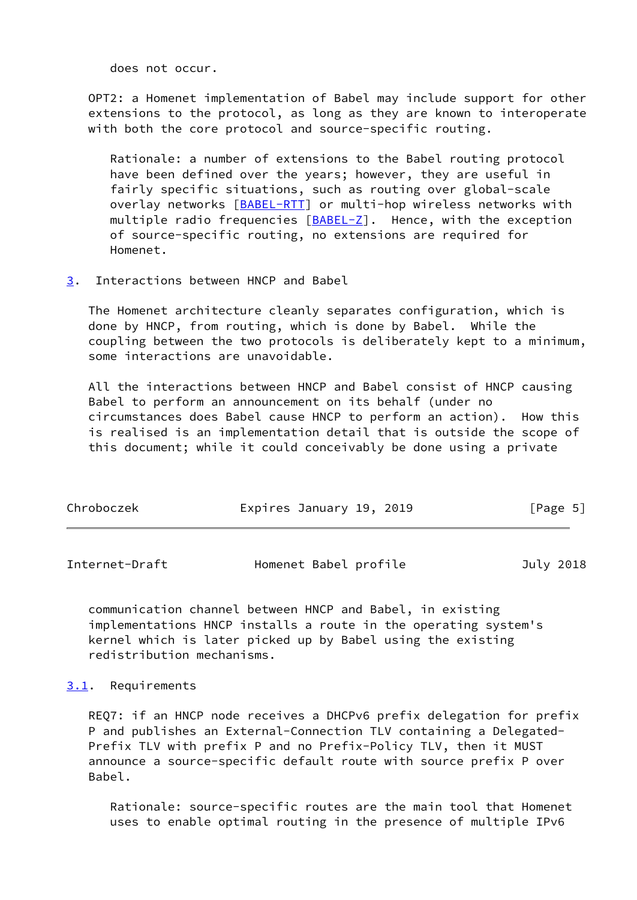does not occur.

OPT2: a Homenet implementation of Babel may include support for other extensions to the protocol, as long as they are known to interoperate with both the core protocol and source-specific routing.

Rationale: a number of extensions to the Babel routing protocol have been defined over the years; however, they are useful in fairly specific situations, such as routing over global-scale overlay networks [BABEL-RTT] or multi-hop wireless networks with multiple radio frequencies [BABEL-Z]. Hence, with the exception of source-specific routing, no extensions are required for Homenet.

## 3. Interactions between HNCP and Babel

The Homenet architecture cleanly separates configuration, which is done by HNCP, from routing, which is done by Babel. While the coupling between the two protocols is deliberately kept to a minimum, some interactions are unavoidable.

All the interactions between HNCP and Babel consist of HNCP causing Babel to perform an announcement on its behalf (under no circumstances does Babel cause HNCP to perform an action). How this is realised is an implementation detail that is outside the scope of this document; while it could conceivably be done using a private communication channel between HNCP and Babel, in existing implementations HNCP installs a route in the operating system's kernel which is later picked up by Babel using the existing redistribution mechanisms.

### 3.1. Requirements

REQ7: if an HNCP node receives a DHCPv6 prefix delegation for prefix P and publishes an External-Connection TLV containing a Delegated-Prefix TLV with prefix P and no Prefix-Policy TLV, then it MUST announce a source-specific default route with source prefix P over Babel.

Rationale: source-specific routes are the main tool that Homenet uses to enable optimal routing in the presence of multiple IPv6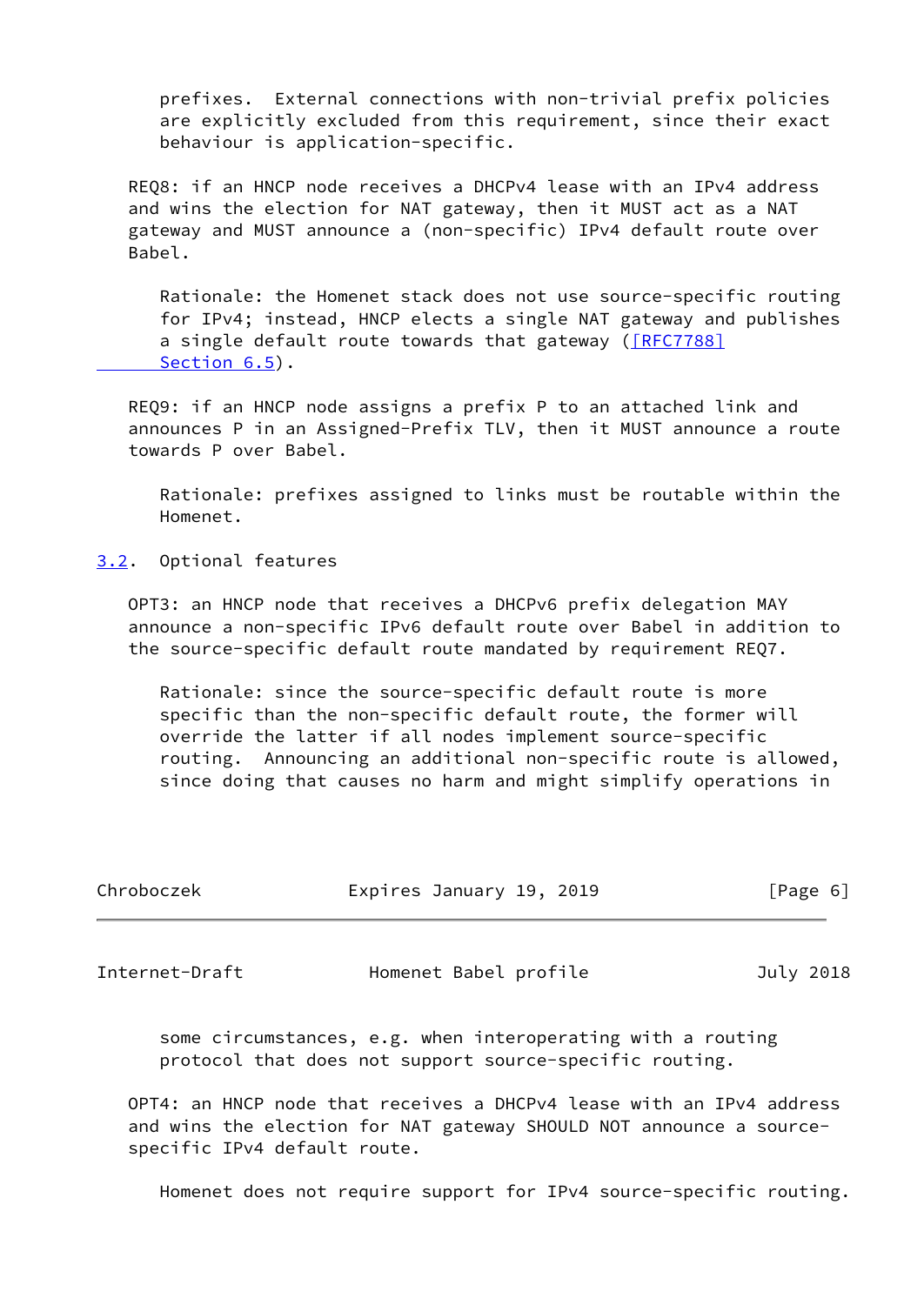prefixes. External connections with non-trivial prefix policies are explicitly excluded from this requirement, since their exact behaviour is application-specific.

REQ8: if an HNCP node receives a DHCPv4 lease with an IPv4 address and wins the election for NAT gateway, then it MUST act as a NAT gateway and MUST announce a (non-specific) IPv4 default route over Babel.

> Rationale: the Homenet stack does not use source-specific routing for IPv4; instead, HNCP elects a single NAT gateway and publishes a single default route towards that gateway ([RFC7788] Section 6.5).

REQ9: if an HNCP node assigns a prefix P to an attached link and announces P in an Assigned-Prefix TLV, then it MUST announce a route towards P over Babel.

> Rationale: prefixes assigned to links must be routable within the Homenet.

## 3.2. Optional features

OPT3: an HNCP node that receives a DHCPv6 prefix delegation MAY announce a non-specific IPv6 default route over Babel in addition to the source-specific default route mandated by requirement REQ7.

> Rationale: since the source-specific default route is more specific than the non-specific default route, the former will override the latter if all nodes implement source-specific routing. Announcing an additional non-specific route is allowed, since doing that causes no harm and might simplify operations in some circumstances, e.g. when interoperating with a routing protocol that does not support source-specific routing.

OPT4: an HNCP node that receives a DHCPv4 lease with an IPv4 address and wins the election for NAT gateway SHOULD NOT announce a source-specific IPv4 default route.

> Homenet does not require support for IPv4 source-specific routing.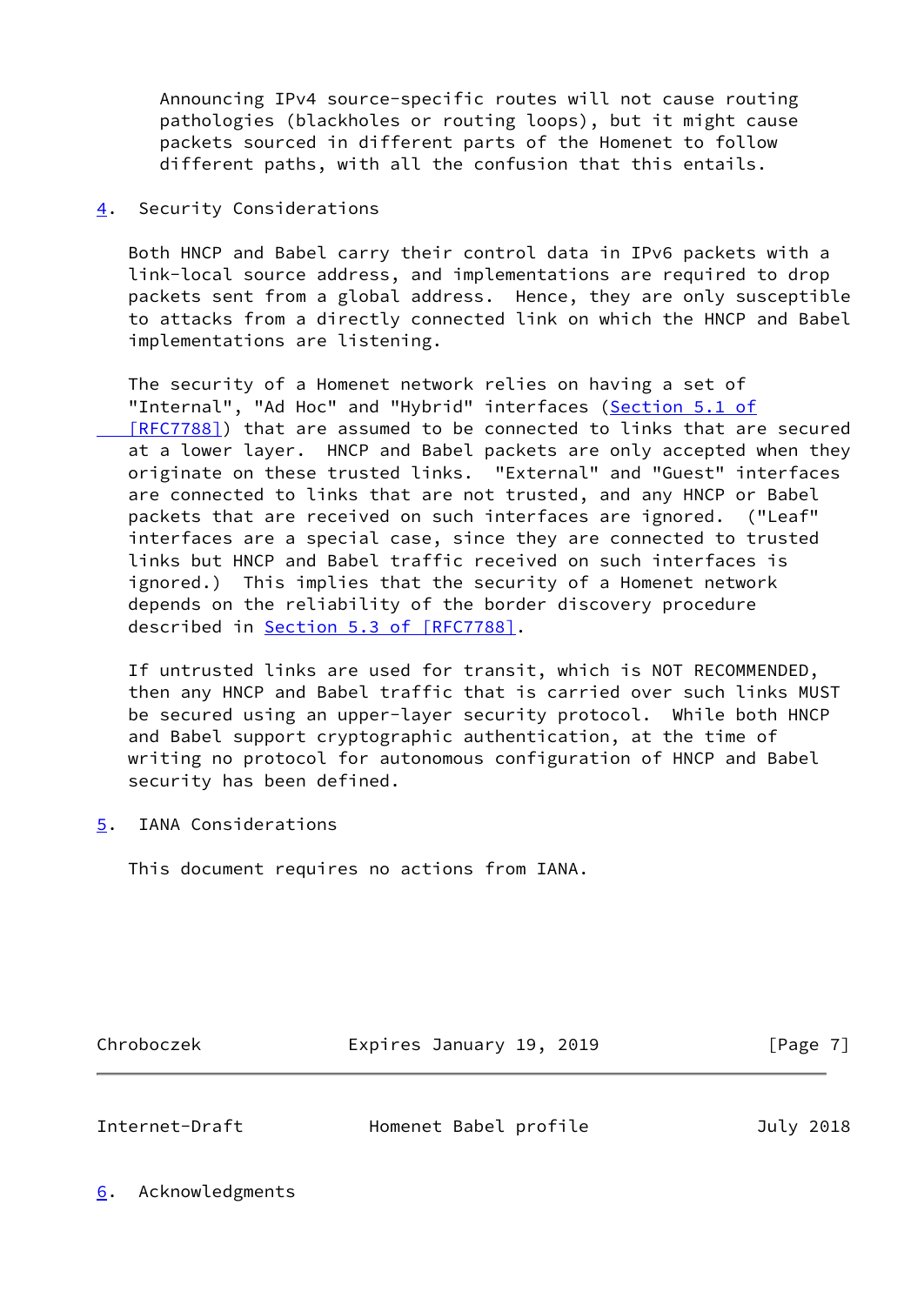Announcing IPv4 source-specific routes will not cause routing pathologies (blackholes or routing loops), but it might cause packets sourced in different parts of the Homenet to follow different paths, with all the confusion that this entails.

## 4. Security Considerations

Both HNCP and Babel carry their control data in IPv6 packets with a link-local source address, and implementations are required to drop packets sent from a global address. Hence, they are only susceptible to attacks from a directly connected link on which the HNCP and Babel implementations are listening.

The security of a Homenet network relies on having a set of "Internal", "Ad Hoc" and "Hybrid" interfaces (Section 5.1 of [RFC7788]) that are assumed to be connected to links that are secured at a lower layer. HNCP and Babel packets are only accepted when they originate on these trusted links. "External" and "Guest" interfaces are connected to links that are not trusted, and any HNCP or Babel packets that are received on such interfaces are ignored. ("Leaf" interfaces are a special case, since they are connected to trusted links but HNCP and Babel traffic received on such interfaces is ignored.) This implies that the security of a Homenet network depends on the reliability of the border discovery procedure described in Section 5.3 of [RFC7788].

If untrusted links are used for transit, which is NOT RECOMMENDED, then any HNCP and Babel traffic that is carried over such links MUST be secured using an upper-layer security protocol. While both HNCP and Babel support cryptographic authentication, at the time of writing no protocol for autonomous configuration of HNCP and Babel security has been defined.

## 5. IANA Considerations

This document requires no actions from IANA.

## 6. Acknowledgments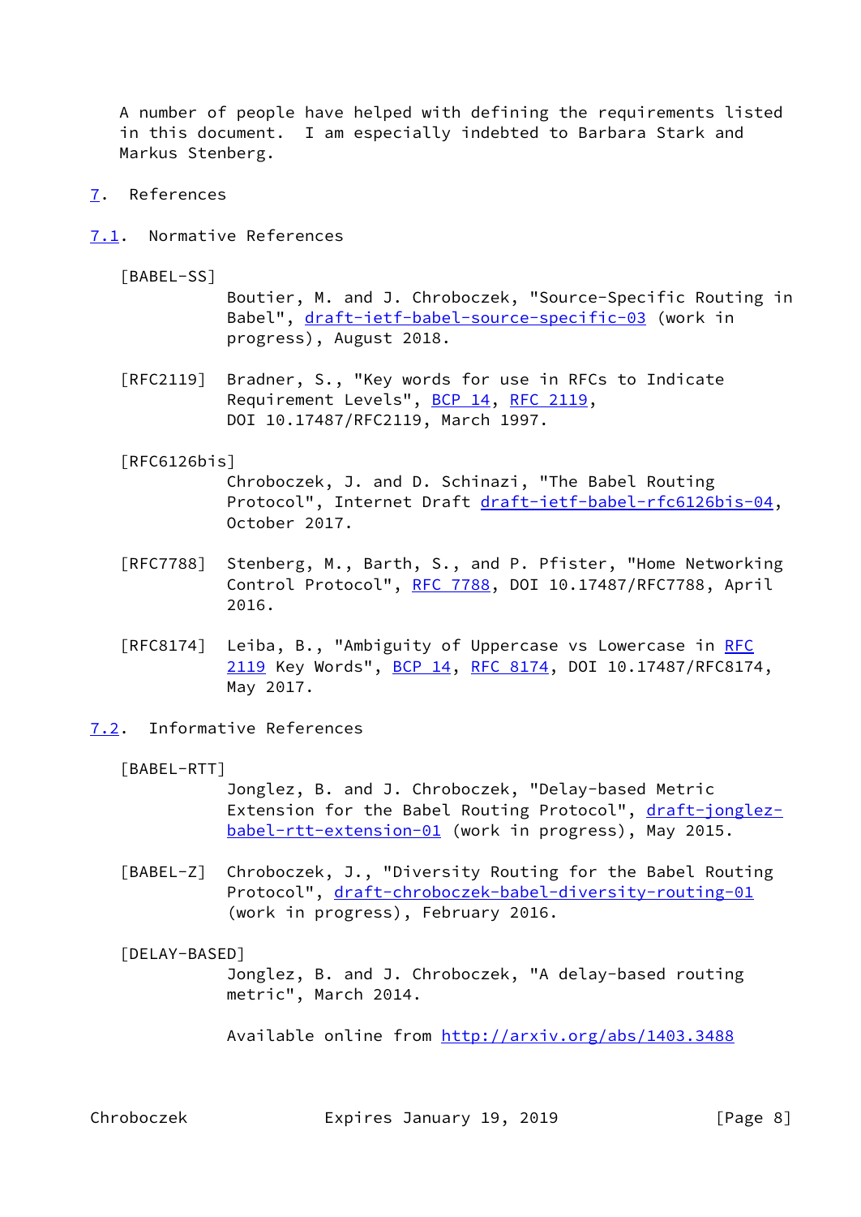A number of people have helped with defining the requirements listed in this document. I am especially indebted to Barbara Stark and Markus Stenberg.

## 7. References

### 7.1. Normative References

[BABEL-SS]
Boutier, M. and J. Chroboczek, "Source-Specific Routing in Babel", draft-ietf-babel-source-specific-03 (work in progress), August 2018.

[RFC2119] Bradner, S., "Key words for use in RFCs to Indicate Requirement Levels", BCP 14, RFC 2119, DOI 10.17487/RFC2119, March 1997.

[RFC6126bis]
Chroboczek, J. and D. Schinazi, "The Babel Routing Protocol", Internet Draft draft-ietf-babel-rfc6126bis-04, October 2017.

[RFC7788] Stenberg, M., Barth, S., and P. Pfister, "Home Networking Control Protocol", RFC 7788, DOI 10.17487/RFC7788, April 2016.

[RFC8174] Leiba, B., "Ambiguity of Uppercase vs Lowercase in RFC 2119 Key Words", BCP 14, RFC 8174, DOI 10.17487/RFC8174, May 2017.

### 7.2. Informative References

[BABEL-RTT]
Jonglez, B. and J. Chroboczek, "Delay-based Metric Extension for the Babel Routing Protocol", draft-jonglez-babel-rtt-extension-01 (work in progress), May 2015.

[BABEL-Z] Chroboczek, J., "Diversity Routing for the Babel Routing Protocol", draft-chroboczek-babel-diversity-routing-01 (work in progress), February 2016.

[DELAY-BASED]
Jonglez, B. and J. Chroboczek, "A delay-based routing metric", March 2014.

Available online from http://arxiv.org/abs/1403.3488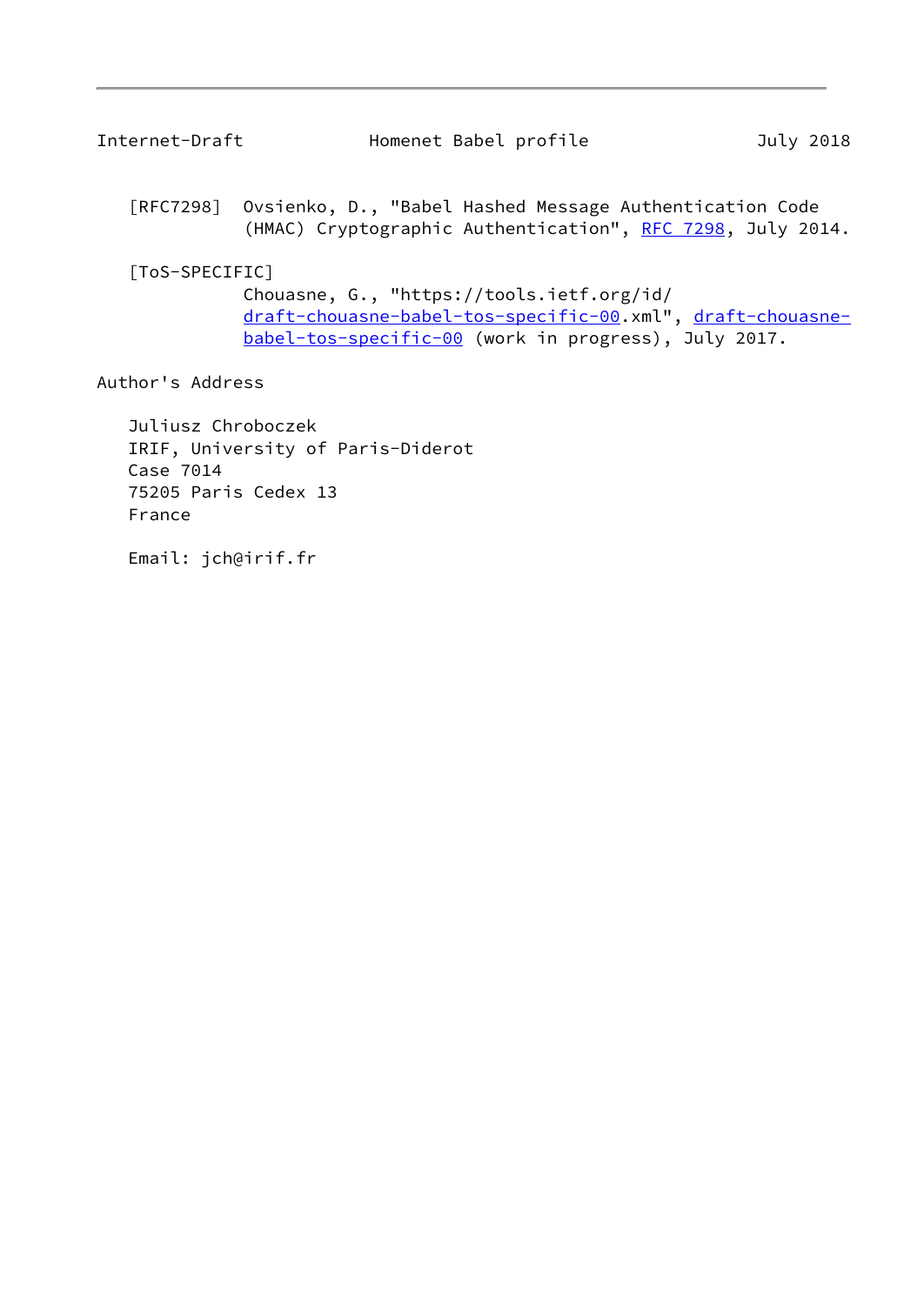[RFC7298] Ovsienko, D., "Babel Hashed Message Authentication Code (HMAC) Cryptographic Authentication", RFC 7298, July 2014.

[ToS-SPECIFIC] Chouasne, G., "https://tools.ietf.org/id/draft-chouasne-babel-tos-specific-00.xml", draft-chouasne-babel-tos-specific-00 (work in progress), July 2017.

## Author's Address

Juliusz Chroboczek
IRIF, University of Paris-Diderot
Case 7014
75205 Paris Cedex 13
France

Email: jch@irif.fr